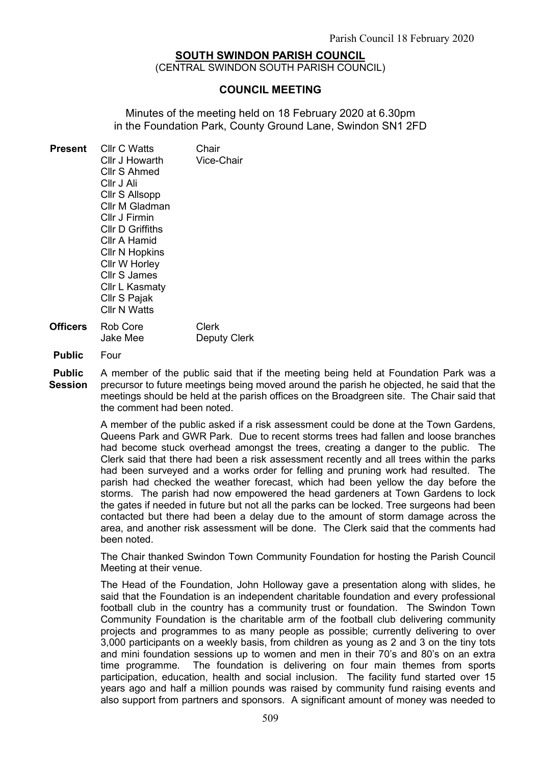# SOUTH SWINDON PARISH COUNCIL

(CENTRAL SWINDON SOUTH PARISH COUNCIL)

## COUNCIL MEETING

Minutes of the meeting held on 18 February 2020 at 6.30pm in the Foundation Park, County Ground Lane, Swindon SN1 2FD

| | | |
|---|---|---|
| **Present** | Cllr C Watts | Chair |
| | Cllr J Howarth | Vice-Chair |
| | Cllr S Ahmed | |
| | Cllr J Ali | |
| | Cllr S Allsopp | |
| | Cllr M Gladman | |
| | Cllr J Firmin | |
| | Cllr D Griffiths | |
| | Cllr A Hamid | |
| | Cllr N Hopkins | |
| | Cllr W Horley | |
| | Cllr S James | |
| | Cllr L Kasmaty | |
| | Cllr S Pajak | |
| | Cllr N Watts | |
| **Officers** | Rob Core | Clerk |
| | Jake Mee | Deputy Clerk |
| **Public** | Four | |

**Public Session**

A member of the public said that if the meeting being held at Foundation Park was a precursor to future meetings being moved around the parish he objected, he said that the meetings should be held at the parish offices on the Broadgreen site. The Chair said that the comment had been noted.

A member of the public asked if a risk assessment could be done at the Town Gardens, Queens Park and GWR Park. Due to recent storms trees had fallen and loose branches had become stuck overhead amongst the trees, creating a danger to the public. The Clerk said that there had been a risk assessment recently and all trees within the parks had been surveyed and a works order for felling and pruning work had resulted. The parish had checked the weather forecast, which had been yellow the day before the storms. The parish had now empowered the head gardeners at Town Gardens to lock the gates if needed in future but not all the parks can be locked. Tree surgeons had been contacted but there had been a delay due to the amount of storm damage across the area, and another risk assessment will be done. The Clerk said that the comments had been noted.

The Chair thanked Swindon Town Community Foundation for hosting the Parish Council Meeting at their venue.

The Head of the Foundation, John Holloway gave a presentation along with slides, he said that the Foundation is an independent charitable foundation and every professional football club in the country has a community trust or foundation. The Swindon Town Community Foundation is the charitable arm of the football club delivering community projects and programmes to as many people as possible; currently delivering to over 3,000 participants on a weekly basis, from children as young as 2 and 3 on the tiny tots and mini foundation sessions up to women and men in their 70's and 80's on an extra time programme. The foundation is delivering on four main themes from sports participation, education, health and social inclusion. The facility fund started over 15 years ago and half a million pounds was raised by community fund raising events and also support from partners and sponsors. A significant amount of money was needed to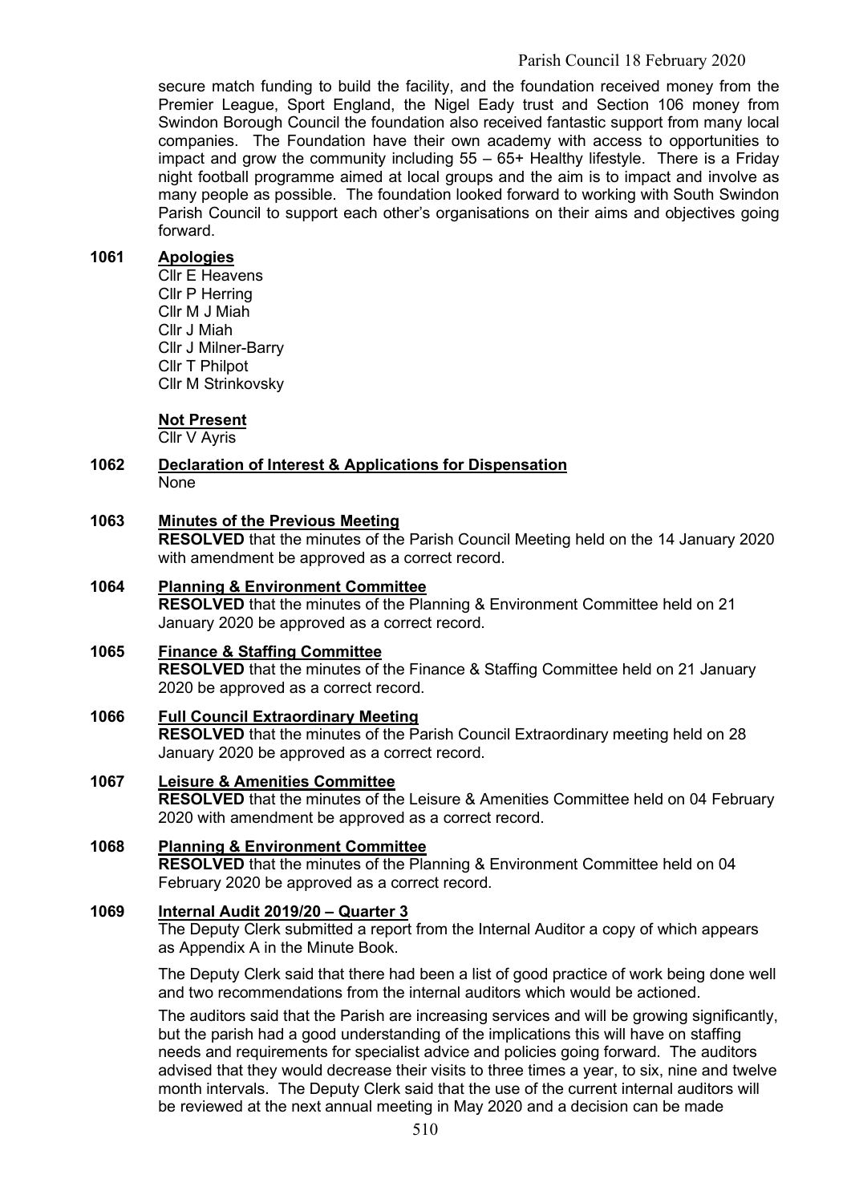secure match funding to build the facility, and the foundation received money from the Premier League, Sport England, the Nigel Eady trust and Section 106 money from Swindon Borough Council the foundation also received fantastic support from many local companies. The Foundation have their own academy with access to opportunities to impact and grow the community including 55 – 65+ Healthy lifestyle. There is a Friday night football programme aimed at local groups and the aim is to impact and involve as many people as possible. The foundation looked forward to working with South Swindon Parish Council to support each other's organisations on their aims and objectives going forward.

**1061 Apologies**

Cllr E Heavens
Cllr P Herring
Cllr M J Miah
Cllr J Miah
Cllr J Milner-Barry
Cllr T Philpot
Cllr M Strinkovsky

**Not Present**

Cllr V Ayris

**1062 Declaration of Interest & Applications for Dispensation**

None

**1063 Minutes of the Previous Meeting**

**RESOLVED** that the minutes of the Parish Council Meeting held on the 14 January 2020 with amendment be approved as a correct record.

**1064 Planning & Environment Committee**

**RESOLVED** that the minutes of the Planning & Environment Committee held on 21 January 2020 be approved as a correct record.

**1065 Finance & Staffing Committee**

**RESOLVED** that the minutes of the Finance & Staffing Committee held on 21 January 2020 be approved as a correct record.

**1066 Full Council Extraordinary Meeting**

**RESOLVED** that the minutes of the Parish Council Extraordinary meeting held on 28 January 2020 be approved as a correct record.

**1067 Leisure & Amenities Committee**

**RESOLVED** that the minutes of the Leisure & Amenities Committee held on 04 February 2020 with amendment be approved as a correct record.

**1068 Planning & Environment Committee**

**RESOLVED** that the minutes of the Planning & Environment Committee held on 04 February 2020 be approved as a correct record.

**1069 Internal Audit 2019/20 – Quarter 3**

The Deputy Clerk submitted a report from the Internal Auditor a copy of which appears as Appendix A in the Minute Book.

The Deputy Clerk said that there had been a list of good practice of work being done well and two recommendations from the internal auditors which would be actioned.

The auditors said that the Parish are increasing services and will be growing significantly, but the parish had a good understanding of the implications this will have on staffing needs and requirements for specialist advice and policies going forward. The auditors advised that they would decrease their visits to three times a year, to six, nine and twelve month intervals. The Deputy Clerk said that the use of the current internal auditors will be reviewed at the next annual meeting in May 2020 and a decision can be made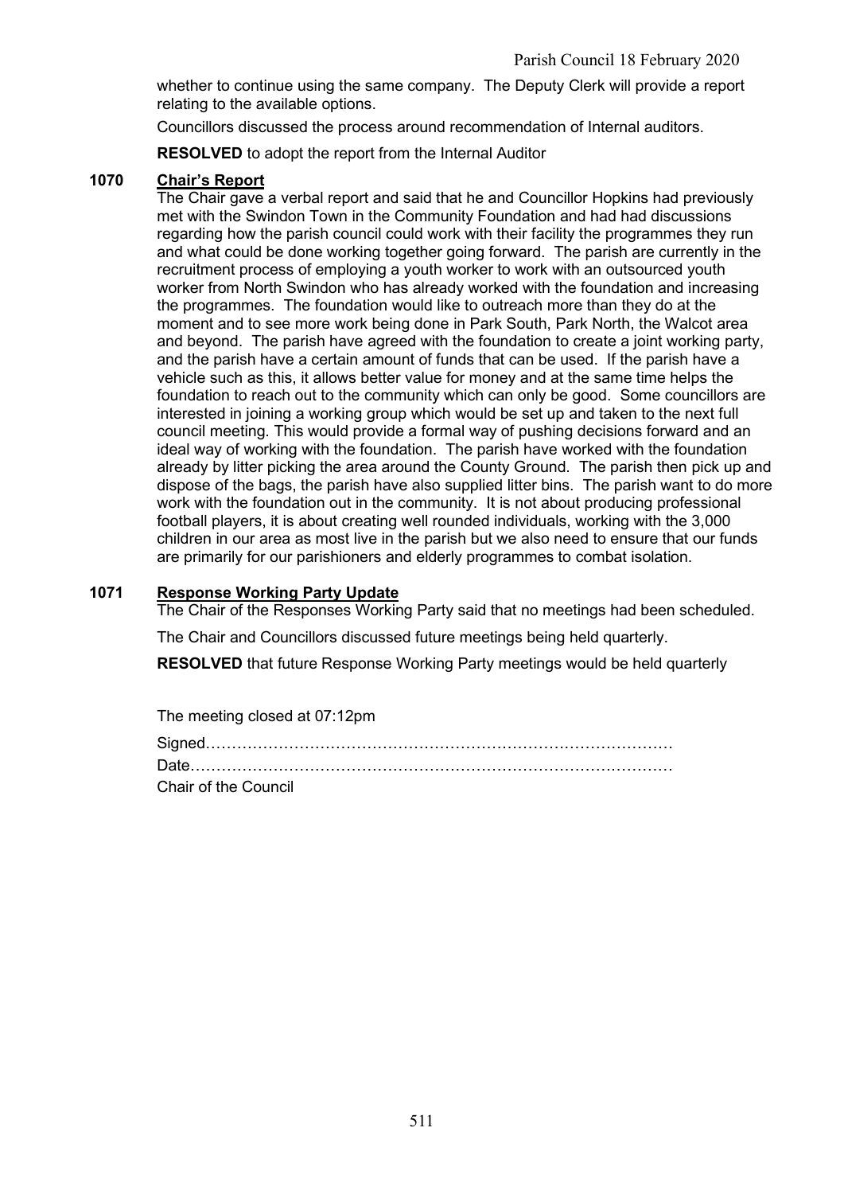whether to continue using the same company. The Deputy Clerk will provide a report relating to the available options.

Councillors discussed the process around recommendation of Internal auditors.

**RESOLVED** to adopt the report from the Internal Auditor

## 1070 Chair's Report

The Chair gave a verbal report and said that he and Councillor Hopkins had previously met with the Swindon Town in the Community Foundation and had had discussions regarding how the parish council could work with their facility the programmes they run and what could be done working together going forward. The parish are currently in the recruitment process of employing a youth worker to work with an outsourced youth worker from North Swindon who has already worked with the foundation and increasing the programmes. The foundation would like to outreach more than they do at the moment and to see more work being done in Park South, Park North, the Walcot area and beyond. The parish have agreed with the foundation to create a joint working party, and the parish have a certain amount of funds that can be used. If the parish have a vehicle such as this, it allows better value for money and at the same time helps the foundation to reach out to the community which can only be good. Some councillors are interested in joining a working group which would be set up and taken to the next full council meeting. This would provide a formal way of pushing decisions forward and an ideal way of working with the foundation. The parish have worked with the foundation already by litter picking the area around the County Ground. The parish then pick up and dispose of the bags, the parish have also supplied litter bins. The parish want to do more work with the foundation out in the community. It is not about producing professional football players, it is about creating well rounded individuals, working with the 3,000 children in our area as most live in the parish but we also need to ensure that our funds are primarily for our parishioners and elderly programmes to combat isolation.

## 1071 Response Working Party Update

The Chair of the Responses Working Party said that no meetings had been scheduled.

The Chair and Councillors discussed future meetings being held quarterly.

**RESOLVED** that future Response Working Party meetings would be held quarterly

The meeting closed at 07:12pm

Signed………………………………………………………………………………

Date…………………………………………………………………………………

Chair of the Council